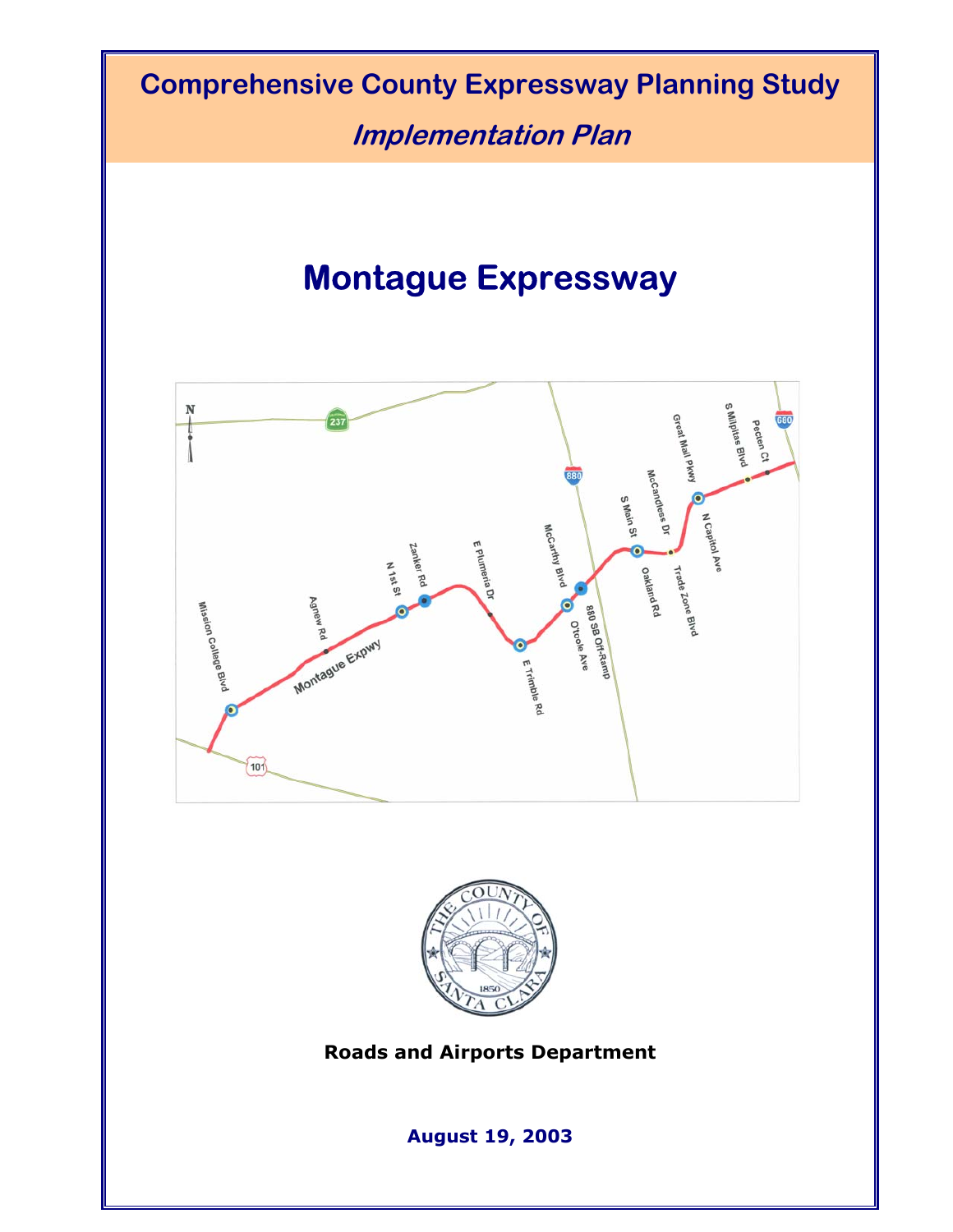# Comprehensive County Expressway Planning Study

## *Implementation Plan*

# Montague Expressway

**Roads and Airports Department**

**August 19, 2003**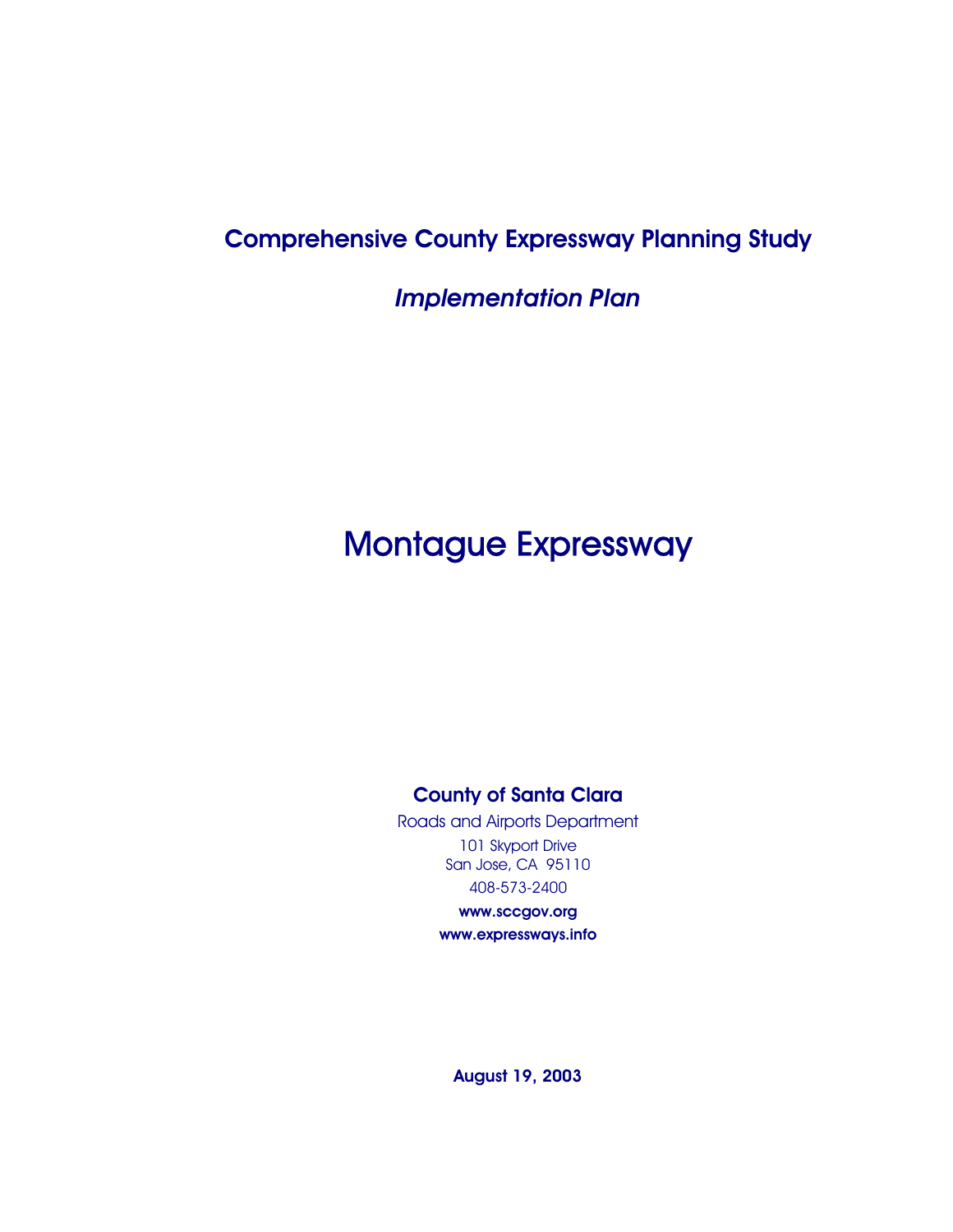## Comprehensive County Expressway Planning Study

### *Implementation Plan*

# Montague Expressway

**County of Santa Clara**

Roads and Airports Department

101 Skyport Drive
San Jose, CA 95110

408-573-2400

**www.sccgov.org**

**www.expressways.info**

**August 19, 2003**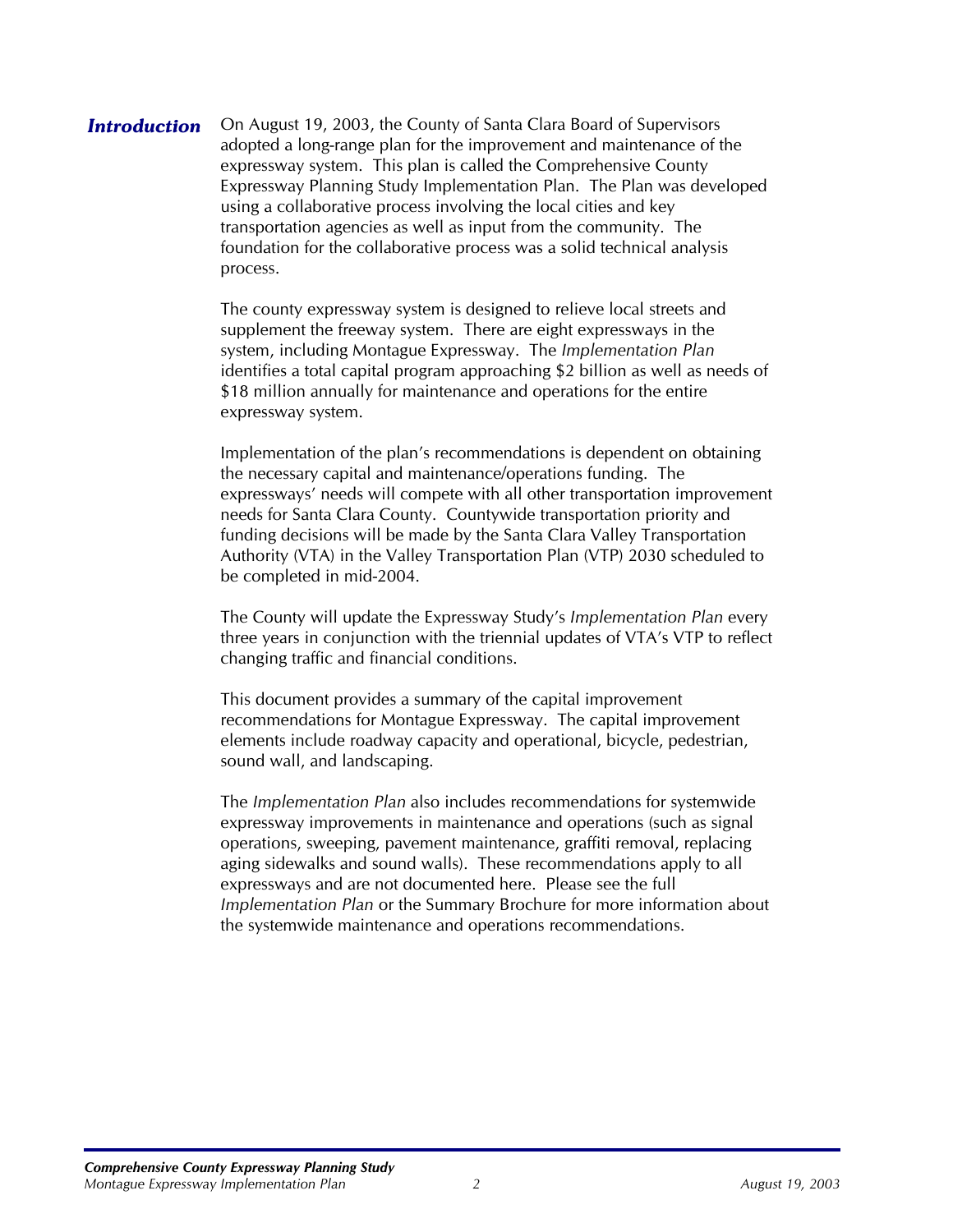## *Introduction*

On August 19, 2003, the County of Santa Clara Board of Supervisors adopted a long-range plan for the improvement and maintenance of the expressway system. This plan is called the Comprehensive County Expressway Planning Study Implementation Plan. The Plan was developed using a collaborative process involving the local cities and key transportation agencies as well as input from the community. The foundation for the collaborative process was a solid technical analysis process.

The county expressway system is designed to relieve local streets and supplement the freeway system. There are eight expressways in the system, including Montague Expressway. The *Implementation Plan* identifies a total capital program approaching $2 billion as well as needs of $18 million annually for maintenance and operations for the entire expressway system.

Implementation of the plan's recommendations is dependent on obtaining the necessary capital and maintenance/operations funding. The expressways' needs will compete with all other transportation improvement needs for Santa Clara County. Countywide transportation priority and funding decisions will be made by the Santa Clara Valley Transportation Authority (VTA) in the Valley Transportation Plan (VTP) 2030 scheduled to be completed in mid-2004.

The County will update the Expressway Study's *Implementation Plan* every three years in conjunction with the triennial updates of VTA's VTP to reflect changing traffic and financial conditions.

This document provides a summary of the capital improvement recommendations for Montague Expressway. The capital improvement elements include roadway capacity and operational, bicycle, pedestrian, sound wall, and landscaping.

The *Implementation Plan* also includes recommendations for systemwide expressway improvements in maintenance and operations (such as signal operations, sweeping, pavement maintenance, graffiti removal, replacing aging sidewalks and sound walls). These recommendations apply to all expressways and are not documented here. Please see the full *Implementation Plan* or the Summary Brochure for more information about the systemwide maintenance and operations recommendations.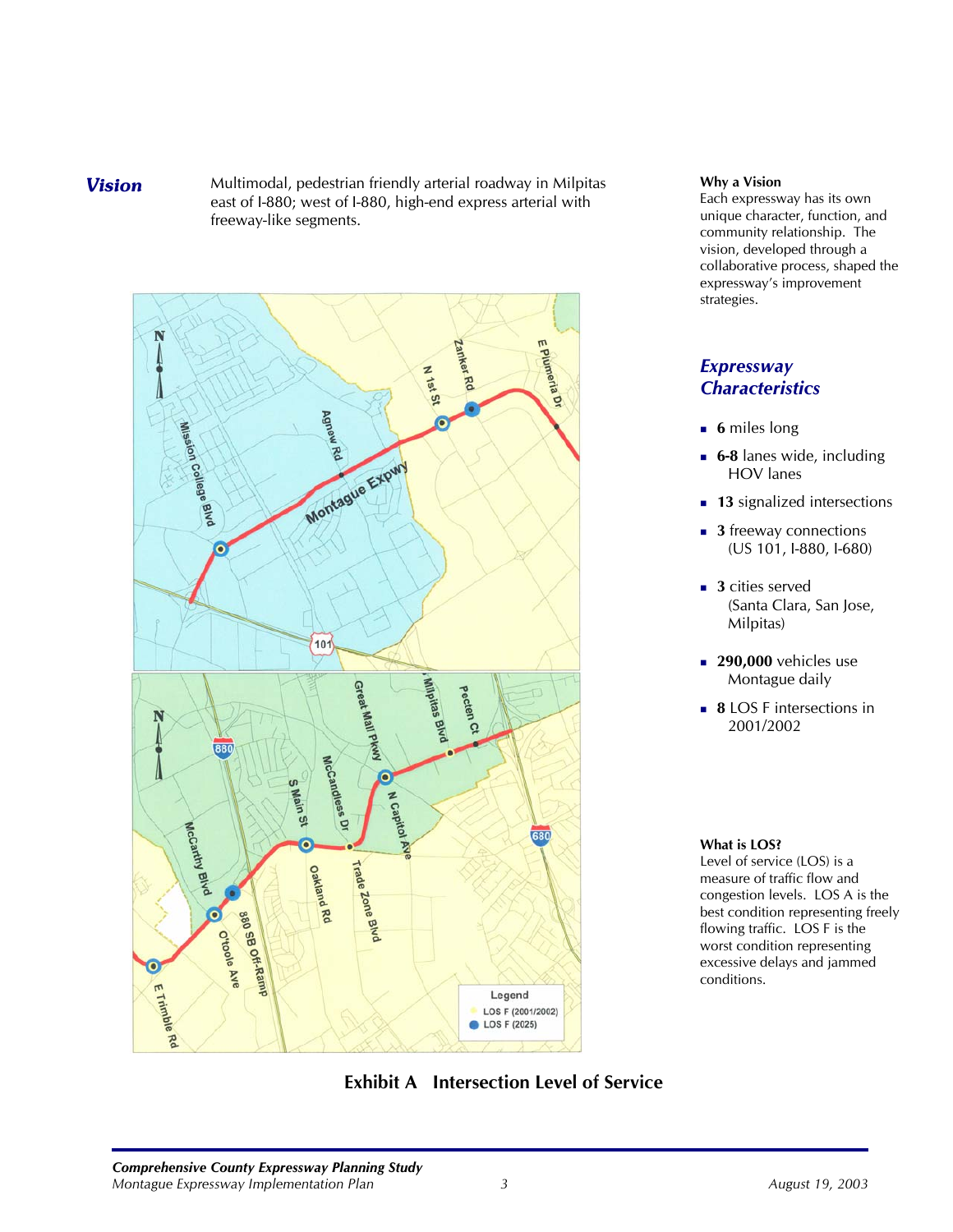## *Vision*

Multimodal, pedestrian friendly arterial roadway in Milpitas east of I-880; west of I-880, high-end express arterial with freeway-like segments.

**Exhibit A Intersection Level of Service**

**Why a Vision**
Each expressway has its own unique character, function, and community relationship. The vision, developed through a collaborative process, shaped the expressway's improvement strategies.

## *Expressway Characteristics*

- **6** miles long
- **6-8** lanes wide, including HOV lanes
- **13** signalized intersections
- **3** freeway connections (US 101, I-880, I-680)
- **3** cities served (Santa Clara, San Jose, Milpitas)
- **290,000** vehicles use Montague daily
- **8** LOS F intersections in 2001/2002

**What is LOS?**
Level of service (LOS) is a measure of traffic flow and congestion levels. LOS A is the best condition representing freely flowing traffic. LOS F is the worst condition representing excessive delays and jammed conditions.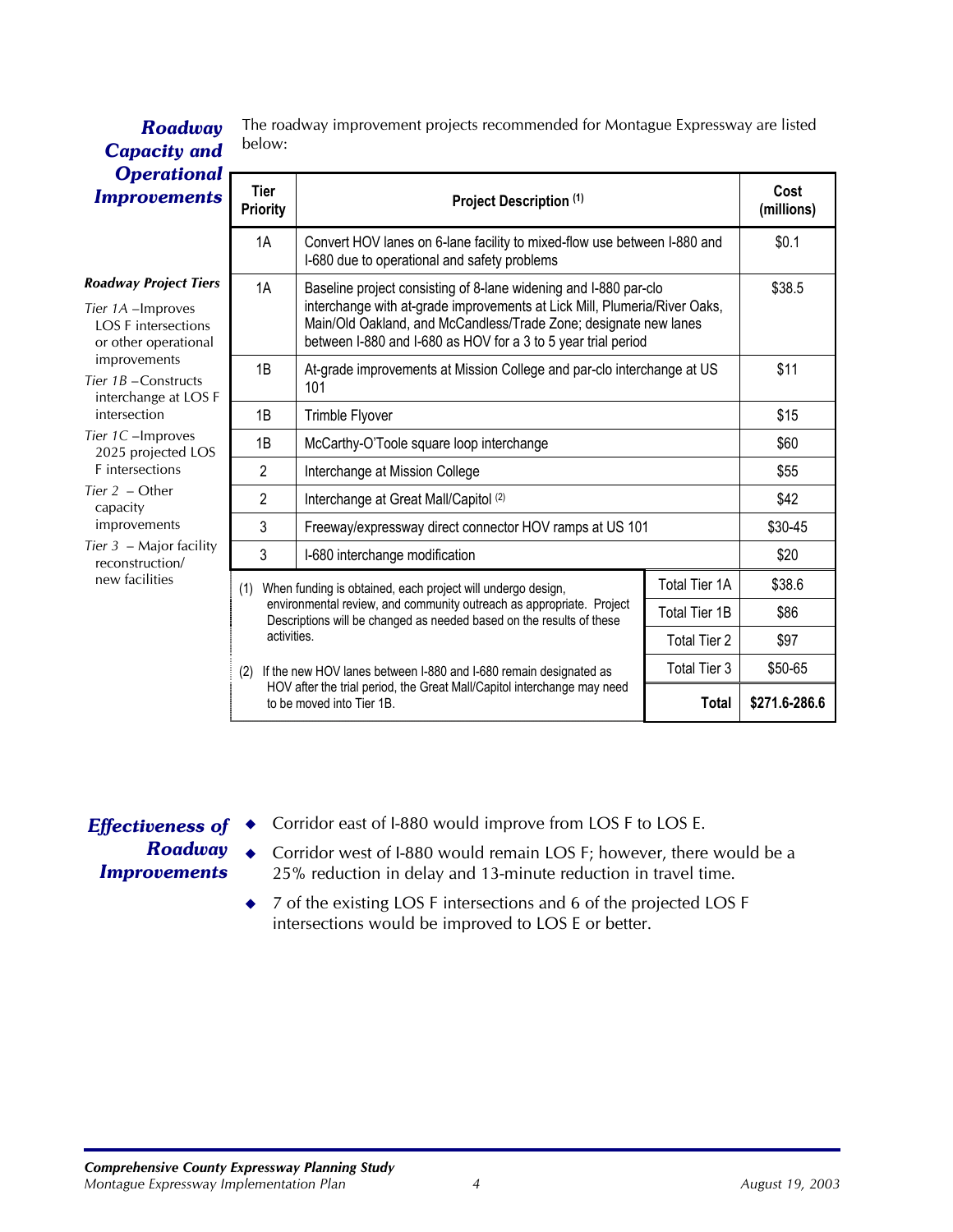## Roadway Capacity and Operational Improvements

The roadway improvement projects recommended for Montague Expressway are listed below:

| Tier Priority | Project Description (1) | Cost (millions) |
|---|---|---|
| 1A | Convert HOV lanes on 6-lane facility to mixed-flow use between I-880 and I-680 due to operational and safety problems | $0.1 |
| 1A | Baseline project consisting of 8-lane widening and I-880 par-clo interchange with at-grade improvements at Lick Mill, Plumeria/River Oaks, Main/Old Oakland, and McCandless/Trade Zone; designate new lanes between I-880 and I-680 as HOV for a 3 to 5 year trial period | $38.5 |
| 1B | At-grade improvements at Mission College and par-clo interchange at US 101 | $11 |
| 1B | Trimble Flyover | $15 |
| 1B | McCarthy-O'Toole square loop interchange | $60 |
| 2 | Interchange at Mission College | $55 |
| 2 | Interchange at Great Mall/Capitol (2) | $42 |
| 3 | Freeway/expressway direct connector HOV ramps at US 101 | $30-45 |
| 3 | I-680 interchange modification | $20 |
| | Total Tier 1A | $38.6 |
| | Total Tier 1B | $86 |
| | Total Tier 2 | $97 |
| | Total Tier 3 | $50-65 |
| | **Total** | **$271.6-286.6** |

(1) When funding is obtained, each project will undergo design, environmental review, and community outreach as appropriate. Project Descriptions will be changed as needed based on the results of these activities.

(2) If the new HOV lanes between I-880 and I-680 remain designated as HOV after the trial period, the Great Mall/Capitol interchange may need to be moved into Tier 1B.

**Roadway Project Tiers**

*Tier 1A* – Improves LOS F intersections or other operational improvements

*Tier 1B* – Constructs interchange at LOS F intersection

*Tier 1C* – Improves 2025 projected LOS F intersections

*Tier 2* – Other capacity improvements

*Tier 3* – Major facility reconstruction/ new facilities

## Effectiveness of Roadway Improvements

- Corridor east of I-880 would improve from LOS F to LOS E.
- Corridor west of I-880 would remain LOS F; however, there would be a 25% reduction in delay and 13-minute reduction in travel time.
- 7 of the existing LOS F intersections and 6 of the projected LOS F intersections would be improved to LOS E or better.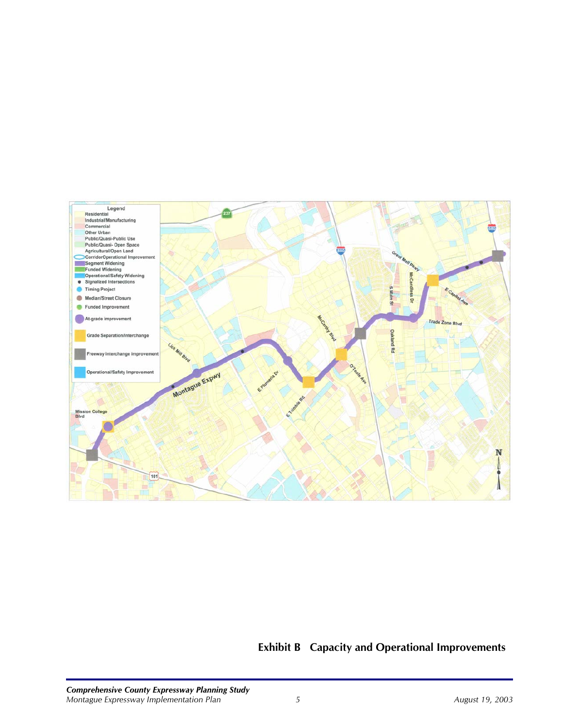**Exhibit B Capacity and Operational Improvements**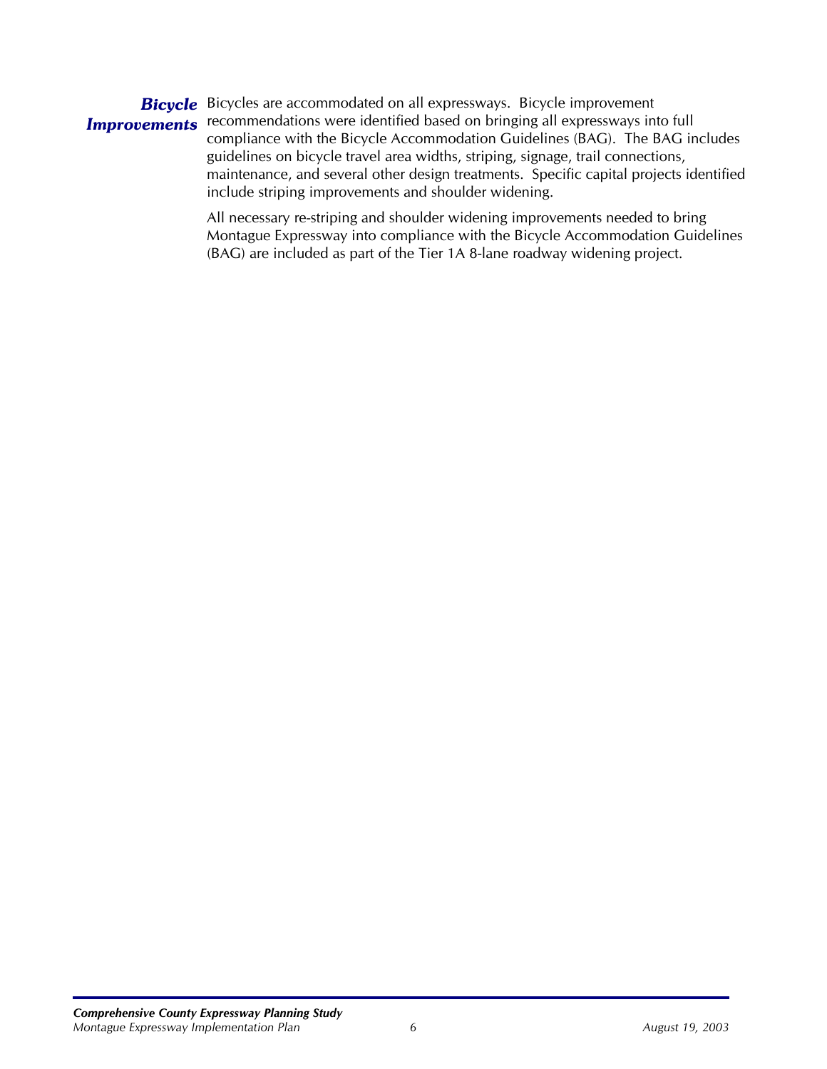### *Bicycle Improvements*

Bicycles are accommodated on all expressways. Bicycle improvement recommendations were identified based on bringing all expressways into full compliance with the Bicycle Accommodation Guidelines (BAG). The BAG includes guidelines on bicycle travel area widths, striping, signage, trail connections, maintenance, and several other design treatments. Specific capital projects identified include striping improvements and shoulder widening.

All necessary re-striping and shoulder widening improvements needed to bring Montague Expressway into compliance with the Bicycle Accommodation Guidelines (BAG) are included as part of the Tier 1A 8-lane roadway widening project.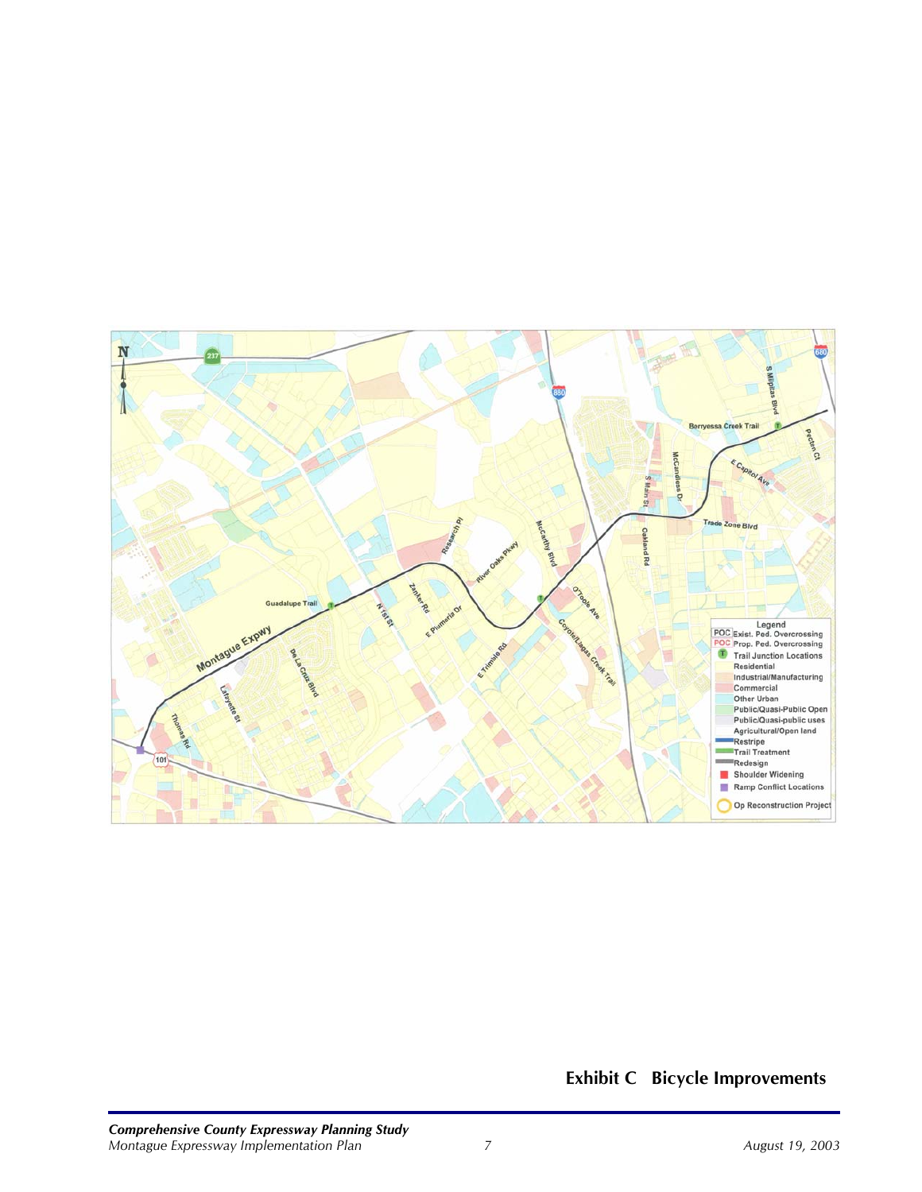**Exhibit C Bicycle Improvements**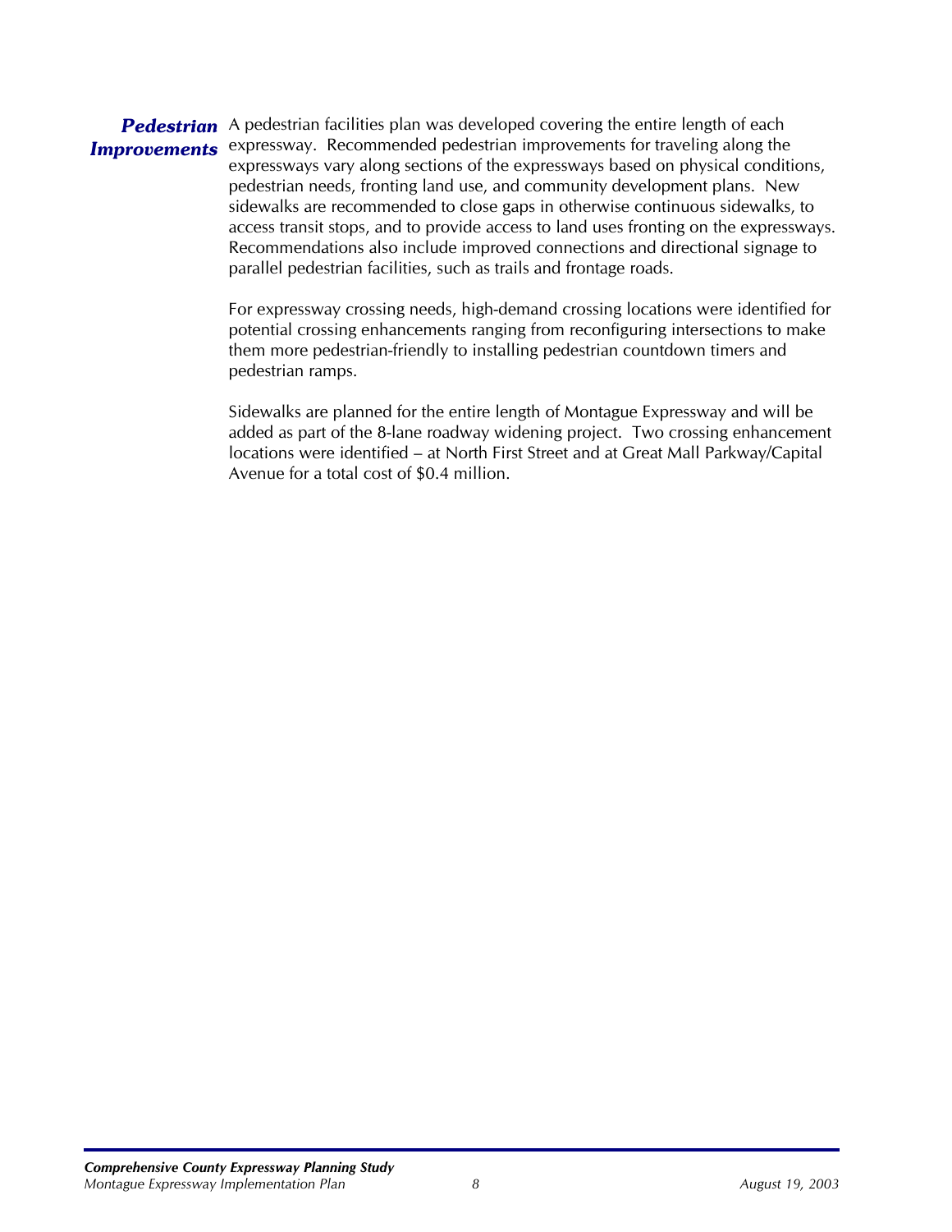## *Pedestrian Improvements*

A pedestrian facilities plan was developed covering the entire length of each expressway. Recommended pedestrian improvements for traveling along the expressways vary along sections of the expressways based on physical conditions, pedestrian needs, fronting land use, and community development plans. New sidewalks are recommended to close gaps in otherwise continuous sidewalks, to access transit stops, and to provide access to land uses fronting on the expressways. Recommendations also include improved connections and directional signage to parallel pedestrian facilities, such as trails and frontage roads.

For expressway crossing needs, high-demand crossing locations were identified for potential crossing enhancements ranging from reconfiguring intersections to make them more pedestrian-friendly to installing pedestrian countdown timers and pedestrian ramps.

Sidewalks are planned for the entire length of Montague Expressway and will be added as part of the 8-lane roadway widening project. Two crossing enhancement locations were identified – at North First Street and at Great Mall Parkway/Capital Avenue for a total cost of $0.4 million.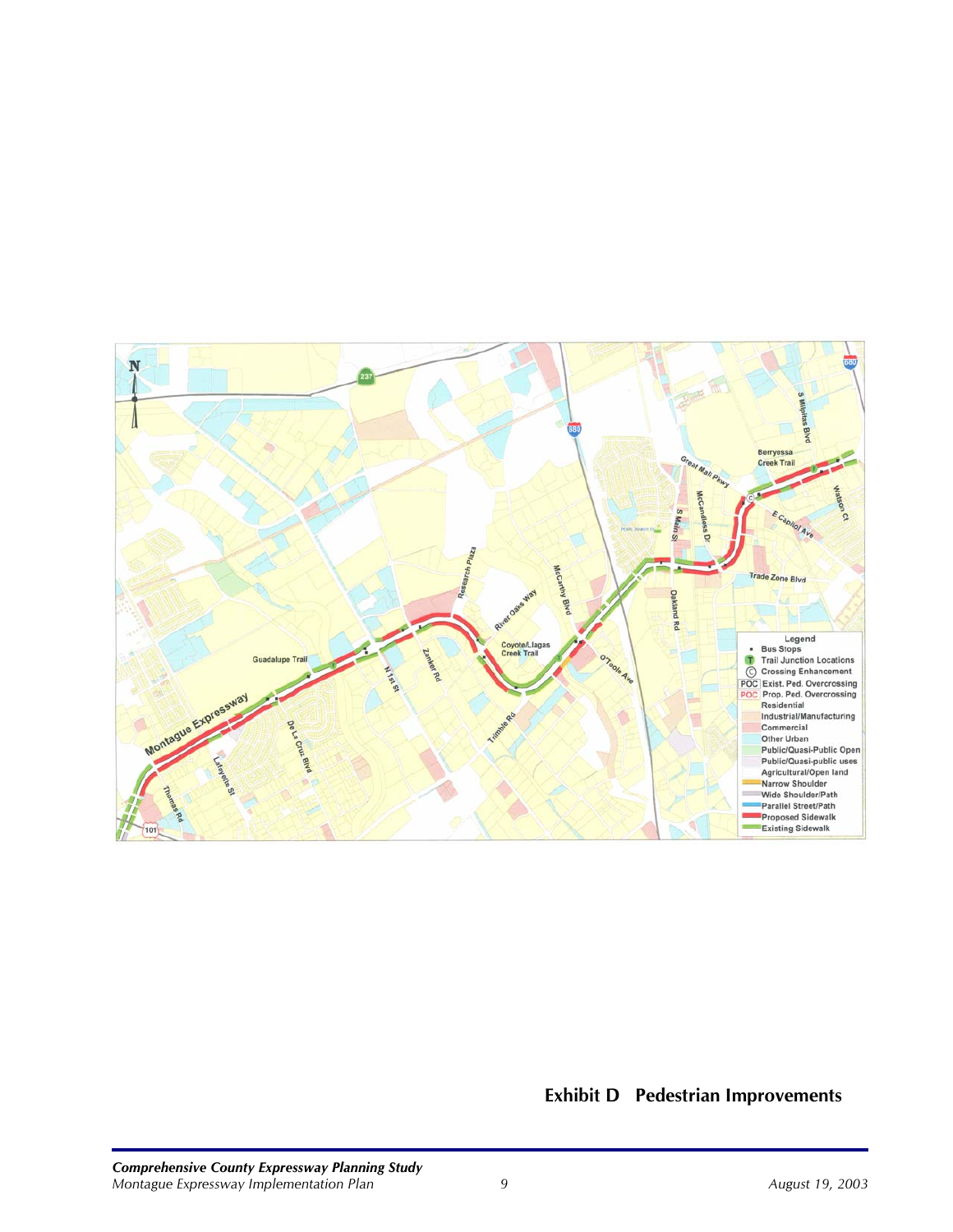**Exhibit D Pedestrian Improvements**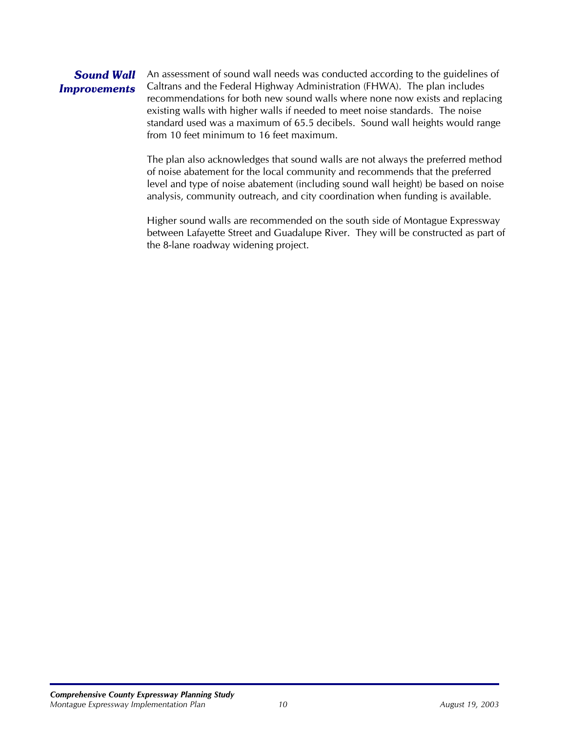### *Sound Wall Improvements*

An assessment of sound wall needs was conducted according to the guidelines of Caltrans and the Federal Highway Administration (FHWA). The plan includes recommendations for both new sound walls where none now exists and replacing existing walls with higher walls if needed to meet noise standards. The noise standard used was a maximum of 65.5 decibels. Sound wall heights would range from 10 feet minimum to 16 feet maximum.

The plan also acknowledges that sound walls are not always the preferred method of noise abatement for the local community and recommends that the preferred level and type of noise abatement (including sound wall height) be based on noise analysis, community outreach, and city coordination when funding is available.

Higher sound walls are recommended on the south side of Montague Expressway between Lafayette Street and Guadalupe River. They will be constructed as part of the 8-lane roadway widening project.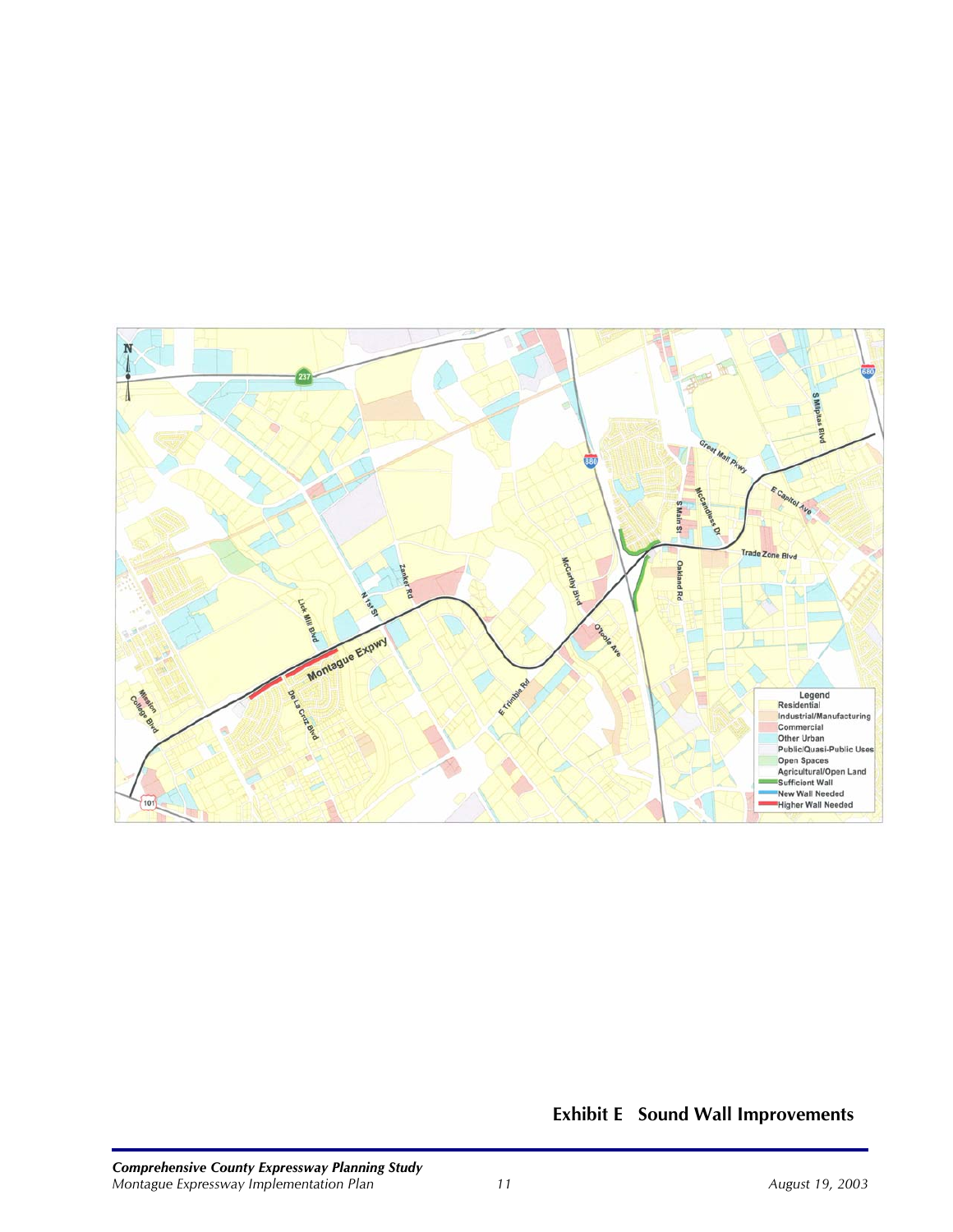**Exhibit E Sound Wall Improvements**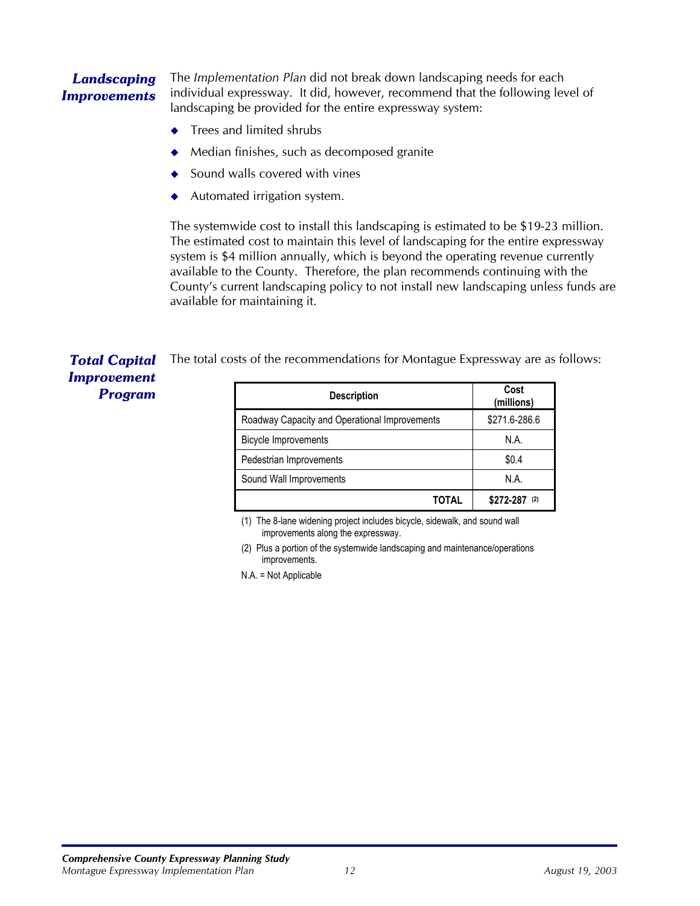## *Landscaping Improvements*

The *Implementation Plan* did not break down landscaping needs for each individual expressway. It did, however, recommend that the following level of landscaping be provided for the entire expressway system:

- Trees and limited shrubs
- Median finishes, such as decomposed granite
- Sound walls covered with vines
- Automated irrigation system.

The systemwide cost to install this landscaping is estimated to be $19-23 million. The estimated cost to maintain this level of landscaping for the entire expressway system is $4 million annually, which is beyond the operating revenue currently available to the County. Therefore, the plan recommends continuing with the County's current landscaping policy to not install new landscaping unless funds are available for maintaining it.

## *Total Capital Improvement Program*

The total costs of the recommendations for Montague Expressway are as follows:

| Description | Cost (millions) |
|---|---|
| Roadway Capacity and Operational Improvements | $271.6-286.6 |
| Bicycle Improvements | N.A. |
| Pedestrian Improvements | $0.4 |
| Sound Wall Improvements | N.A. |
| **TOTAL** | **$272-287** (2) |

(1) The 8-lane widening project includes bicycle, sidewalk, and sound wall improvements along the expressway.

(2) Plus a portion of the systemwide landscaping and maintenance/operations improvements.

N.A. = Not Applicable